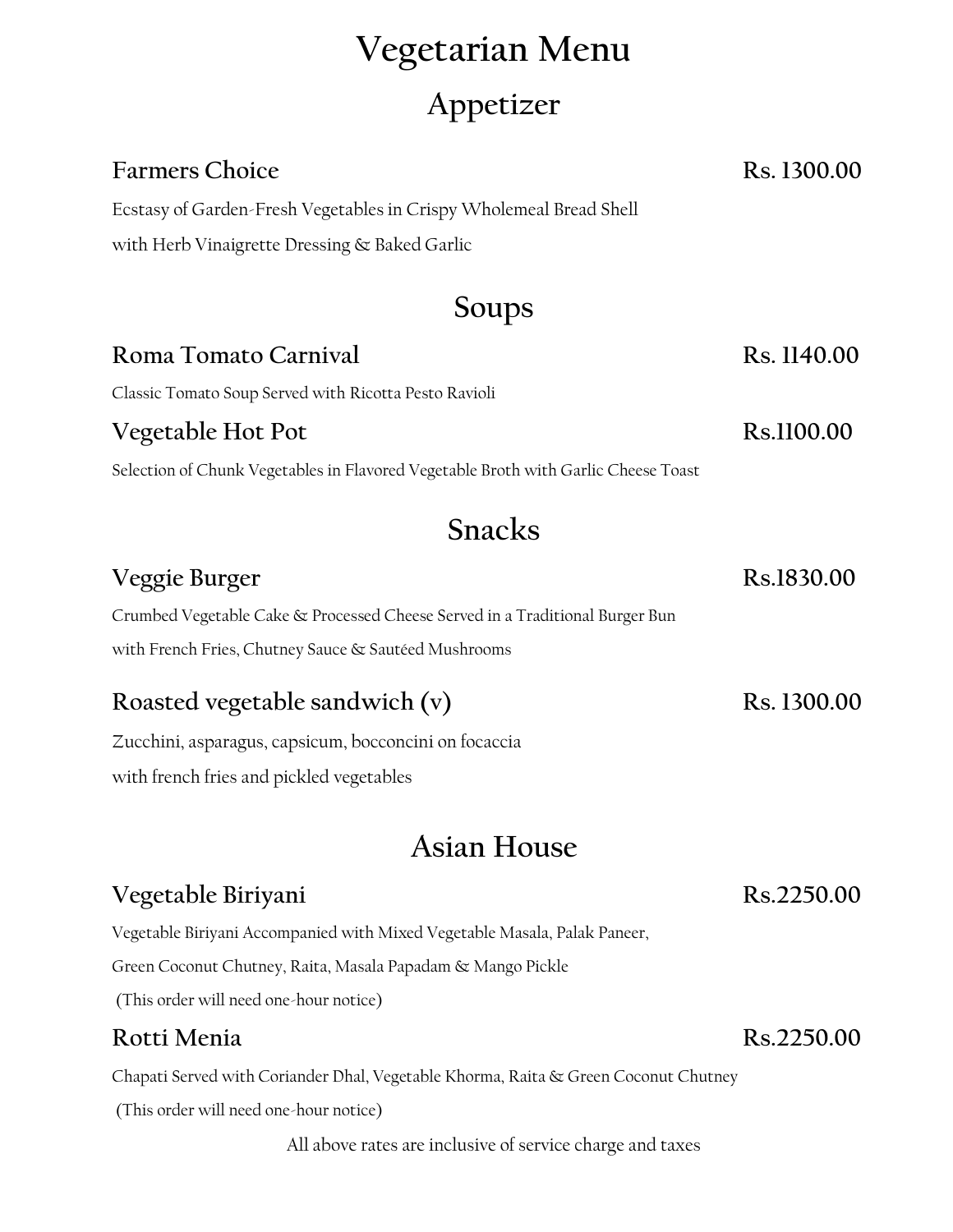# Vegetarian Menu

## Appetizer

### Farmers Choice — Rs. 1300.00

Ecstasy of Garden-Fresh Vegetables in Crispy Wholemeal Bread Shell
with Herb Vinaigrette Dressing & Baked Garlic

## Soups

### Roma Tomato Carnival — Rs. 1140.00

Classic Tomato Soup Served with Ricotta Pesto Ravioli

### Vegetable Hot Pot — Rs.1100.00

Selection of Chunk Vegetables in Flavored Vegetable Broth with Garlic Cheese Toast

## Snacks

### Veggie Burger — Rs.1830.00

Crumbed Vegetable Cake & Processed Cheese Served in a Traditional Burger Bun
with French Fries, Chutney Sauce & Sautéed Mushrooms

### Roasted vegetable sandwich (v) — Rs. 1300.00

Zucchini, asparagus, capsicum, bocconcini on focaccia
with french fries and pickled vegetables

## Asian House

### Vegetable Biriyani — Rs.2250.00

Vegetable Biriyani Accompanied with Mixed Vegetable Masala, Palak Paneer,
Green Coconut Chutney, Raita, Masala Papadam & Mango Pickle
(This order will need one-hour notice)

### Rotti Menia — Rs.2250.00

Chapati Served with Coriander Dhal, Vegetable Khorma, Raita & Green Coconut Chutney
(This order will need one-hour notice)

All above rates are inclusive of service charge and taxes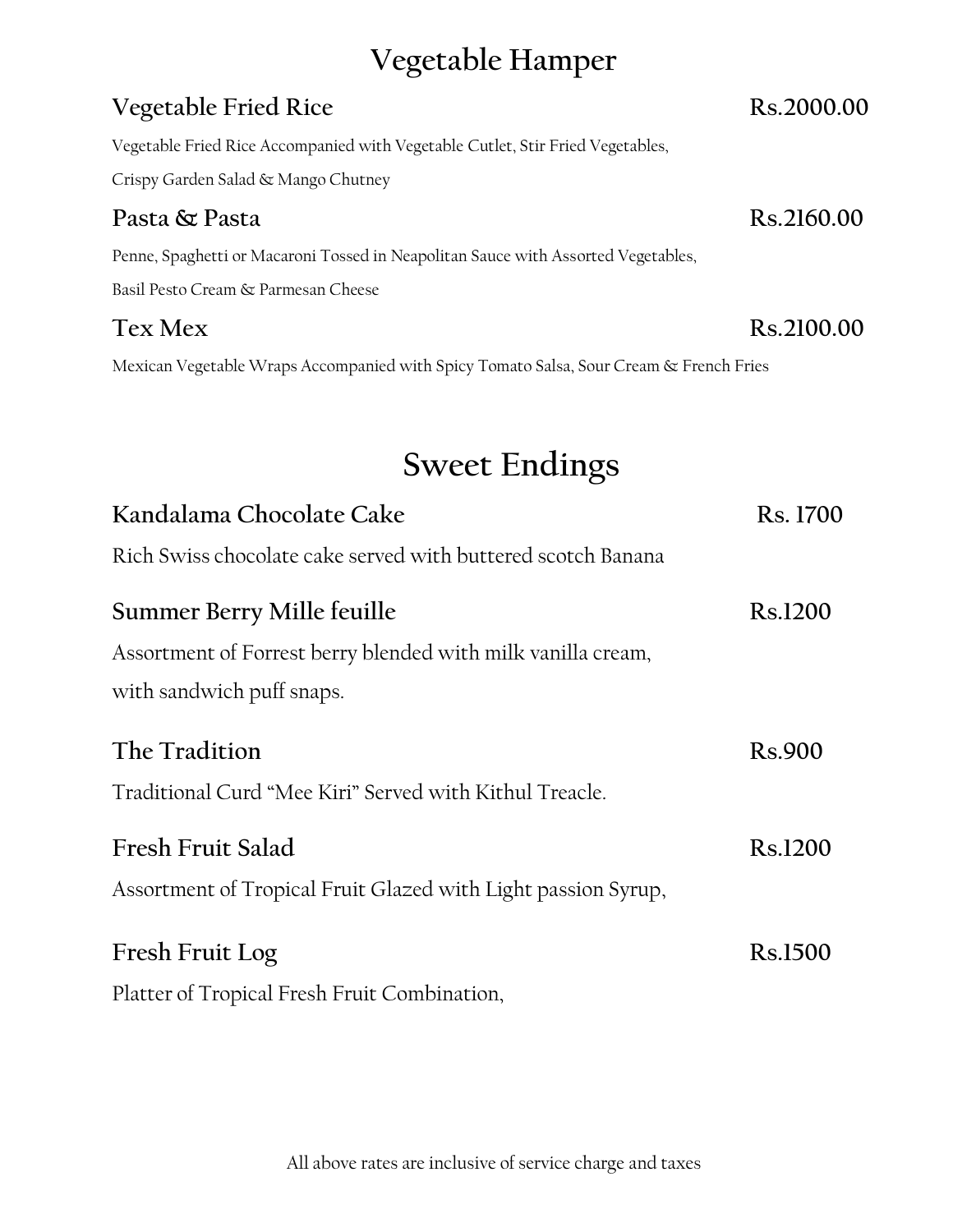# Vegetable Hamper

**Vegetable Fried Rice** Rs.2000.00

Vegetable Fried Rice Accompanied with Vegetable Cutlet, Stir Fried Vegetables, Crispy Garden Salad & Mango Chutney

**Pasta & Pasta** Rs.2160.00

Penne, Spaghetti or Macaroni Tossed in Neapolitan Sauce with Assorted Vegetables, Basil Pesto Cream & Parmesan Cheese

**Tex Mex** Rs.2100.00

Mexican Vegetable Wraps Accompanied with Spicy Tomato Salsa, Sour Cream & French Fries

# Sweet Endings

**Kandalama Chocolate Cake** Rs. 1700

Rich Swiss chocolate cake served with buttered scotch Banana

**Summer Berry Mille feuille** Rs.1200

Assortment of Forrest berry blended with milk vanilla cream, with sandwich puff snaps.

**The Tradition** Rs.900

Traditional Curd "Mee Kiri" Served with Kithul Treacle.

**Fresh Fruit Salad** Rs.1200

Assortment of Tropical Fruit Glazed with Light passion Syrup,

**Fresh Fruit Log** Rs.1500

Platter of Tropical Fresh Fruit Combination,

All above rates are inclusive of service charge and taxes